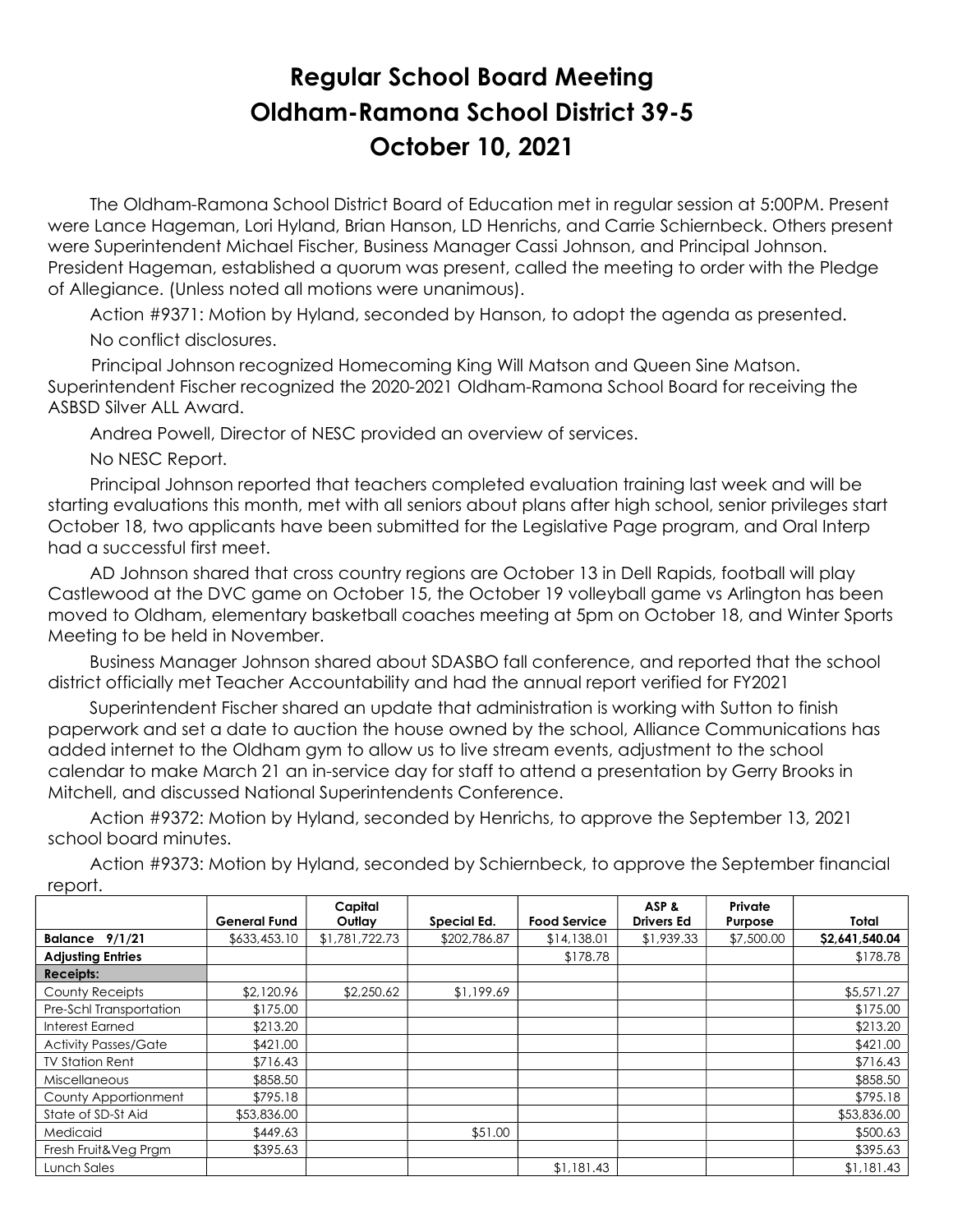# Regular School Board Meeting
# Oldham-Ramona School District 39-5
# October 10, 2021

The Oldham-Ramona School District Board of Education met in regular session at 5:00PM. Present were Lance Hageman, Lori Hyland, Brian Hanson, LD Henrichs, and Carrie Schiernbeck. Others present were Superintendent Michael Fischer, Business Manager Cassi Johnson, and Principal Johnson. President Hageman, established a quorum was present, called the meeting to order with the Pledge of Allegiance. (Unless noted all motions were unanimous).

Action #9371: Motion by Hyland, seconded by Hanson, to adopt the agenda as presented.

No conflict disclosures.

Principal Johnson recognized Homecoming King Will Matson and Queen Sine Matson. Superintendent Fischer recognized the 2020-2021 Oldham-Ramona School Board for receiving the ASBSD Silver ALL Award.

Andrea Powell, Director of NESC provided an overview of services.

No NESC Report.

Principal Johnson reported that teachers completed evaluation training last week and will be starting evaluations this month, met with all seniors about plans after high school, senior privileges start October 18, two applicants have been submitted for the Legislative Page program, and Oral Interp had a successful first meet.

AD Johnson shared that cross country regions are October 13 in Dell Rapids, football will play Castlewood at the DVC game on October 15, the October 19 volleyball game vs Arlington has been moved to Oldham, elementary basketball coaches meeting at 5pm on October 18, and Winter Sports Meeting to be held in November.

Business Manager Johnson shared about SDASBO fall conference, and reported that the school district officially met Teacher Accountability and had the annual report verified for FY2021

Superintendent Fischer shared an update that administration is working with Sutton to finish paperwork and set a date to auction the house owned by the school, Alliance Communications has added internet to the Oldham gym to allow us to live stream events, adjustment to the school calendar to make March 21 an in-service day for staff to attend a presentation by Gerry Brooks in Mitchell, and discussed National Superintendents Conference.

Action #9372: Motion by Hyland, seconded by Henrichs, to approve the September 13, 2021 school board minutes.

Action #9373: Motion by Hyland, seconded by Schiernbeck, to approve the September financial report.

| | General Fund | Capital Outlay | Special Ed. | Food Service | ASP & Drivers Ed | Private Purpose | Total |
|---|---|---|---|---|---|---|---|
| **Balance 9/1/21** | $633,453.10 | $1,781,722.73 | $202,786.87 | $14,138.01 | $1,939.33 | $7,500.00 | **$2,641,540.04** |
| **Adjusting Entries** | | | | $178.78 | | | $178.78 |
| **Receipts:** | | | | | | | |
| County Receipts | $2,120.96 | $2,250.62 | $1,199.69 | | | | $5,571.27 |
| Pre-Schl Transportation | $175.00 | | | | | | $175.00 |
| Interest Earned | $213.20 | | | | | | $213.20 |
| Activity Passes/Gate | $421.00 | | | | | | $421.00 |
| TV Station Rent | $716.43 | | | | | | $716.43 |
| Miscellaneous | $858.50 | | | | | | $858.50 |
| County Apportionment | $795.18 | | | | | | $795.18 |
| State of SD-St Aid | $53,836.00 | | | | | | $53,836.00 |
| Medicaid | $449.63 | | $51.00 | | | | $500.63 |
| Fresh Fruit&Veg Prgm | $395.63 | | | | | | $395.63 |
| Lunch Sales | | | | $1,181.43 | | | $1,181.43 |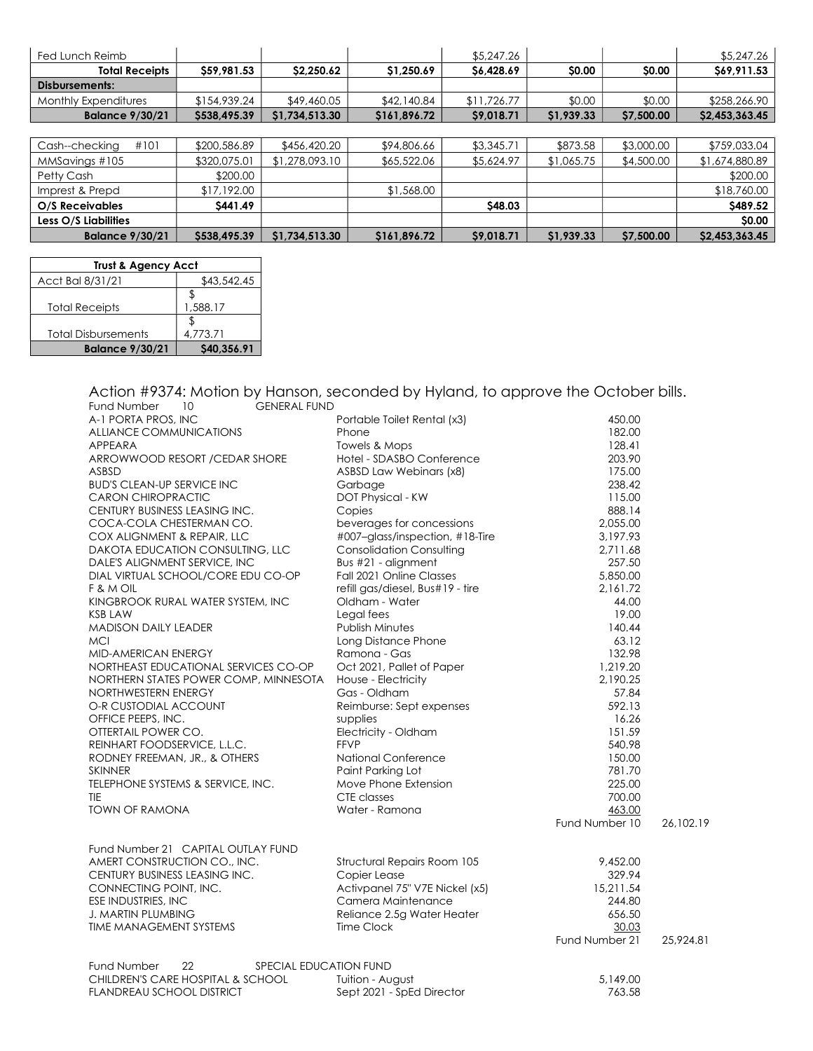| Fed Lunch Reimb | | | | $5,247.26 | | | $5,247.26 |
|---|---|---|---|---|---|---|---|
| **Total Receipts** | **$59,981.53** | **$2,250.62** | **$1,250.69** | **$6,428.69** | **$0.00** | **$0.00** | **$69,911.53** |
| **Disbursements:** | | | | | | | |
| Monthly Expenditures | $154,939.24 | $49,460.05 | $42,140.84 | $11,726.77 | $0.00 | $0.00 | $258,266.90 |
| **Balance 9/30/21** | **$538,495.39** | **$1,734,513.30** | **$161,896.72** | **$9,018.71** | **$1,939.33** | **$7,500.00** | **$2,453,363.45** |

| Cash--checking #101 | $200,586.89 | $456,420.20 | $94,806.66 | $3,345.71 | $873.58 | $3,000.00 | $759,033.04 |
|---|---|---|---|---|---|---|---|
| MMSavings #105 | $320,075.01 | $1,278,093.10 | $65,522.06 | $5,624.97 | $1,065.75 | $4,500.00 | $1,674,880.89 |
| Petty Cash | $200.00 | | | | | | $200.00 |
| Imprest & Prepd | $17,192.00 | | $1,568.00 | | | | $18,760.00 |
| **O/S Receivables** | **$441.49** | | | **$48.03** | | | **$489.52** |
| **Less O/S Liabilities** | | | | | | | **$0.00** |
| **Balance 9/30/21** | **$538,495.39** | **$1,734,513.30** | **$161,896.72** | **$9,018.71** | **$1,939.33** | **$7,500.00** | **$2,453,363.45** |

| **Trust & Agency Acct** | |
|---|---|
| Acct Bal 8/31/21 | $43,542.45 |
| Total Receipts | $ 1,588.17 |
| Total Disbursements | $ 4,773.71 |
| **Balance 9/30/21** | **$40,356.91** |

## Action #9374: Motion by Hanson, seconded by Hyland, to approve the October bills.

Fund Number 10 GENERAL FUND

| Vendor | Description | Amount | |
|---|---|---|---|
| A-1 PORTA PROS, INC | Portable Toilet Rental (x3) | 450.00 | |
| ALLIANCE COMMUNICATIONS | Phone | 182.00 | |
| APPEARA | Towels & Mops | 128.41 | |
| ARROWWOOD RESORT /CEDAR SHORE | Hotel - SDASBO Conference | 203.90 | |
| ASBSD | ASBSD Law Webinars (x8) | 175.00 | |
| BUD'S CLEAN-UP SERVICE INC | Garbage | 238.42 | |
| CARON CHIROPRACTIC | DOT Physical - KW | 115.00 | |
| CENTURY BUSINESS LEASING INC. | Copies | 888.14 | |
| COCA-COLA CHESTERMAN CO. | beverages for concessions | 2,055.00 | |
| COX ALIGNMENT & REPAIR, LLC | #007–glass/inspection, #18-Tire | 3,197.93 | |
| DAKOTA EDUCATION CONSULTING, LLC | Consolidation Consulting | 2,711.68 | |
| DALE'S ALIGNMENT SERVICE, INC | Bus #21 - alignment | 257.50 | |
| DIAL VIRTUAL SCHOOL/CORE EDU CO-OP | Fall 2021 Online Classes | 5,850.00 | |
| F & M OIL | refill gas/diesel, Bus#19 - tire | 2,161.72 | |
| KINGBROOK RURAL WATER SYSTEM, INC | Oldham - Water | 44.00 | |
| KSB LAW | Legal fees | 19.00 | |
| MADISON DAILY LEADER | Publish Minutes | 140.44 | |
| MCI | Long Distance Phone | 63.12 | |
| MID-AMERICAN ENERGY | Ramona - Gas | 132.98 | |
| NORTHEAST EDUCATIONAL SERVICES CO-OP | Oct 2021, Pallet of Paper | 1,219.20 | |
| NORTHERN STATES POWER COMP, MINNESOTA | House - Electricity | 2,190.25 | |
| NORTHWESTERN ENERGY | Gas - Oldham | 57.84 | |
| O-R CUSTODIAL ACCOUNT | Reimburse: Sept expenses | 592.13 | |
| OFFICE PEEPS, INC. | supplies | 16.26 | |
| OTTERTAIL POWER CO. | Electricity - Oldham | 151.59 | |
| REINHART FOODSERVICE, L.L.C. | FFVP | 540.98 | |
| RODNEY FREEMAN, JR., & OTHERS | National Conference | 150.00 | |
| SKINNER | Paint Parking Lot | 781.70 | |
| TELEPHONE SYSTEMS & SERVICE, INC. | Move Phone Extension | 225.00 | |
| TIE | CTE classes | 700.00 | |
| TOWN OF RAMONA | Water - Ramona | 463.00 | |
| | | Fund Number 10 | 26,102.19 |

Fund Number 21 CAPITAL OUTLAY FUND

| Vendor | Description | Amount | |
|---|---|---|---|
| AMERT CONSTRUCTION CO., INC. | Structural Repairs Room 105 | 9,452.00 | |
| CENTURY BUSINESS LEASING INC. | Copier Lease | 329.94 | |
| CONNECTING POINT, INC. | Activpanel 75" V7E Nickel (x5) | 15,211.54 | |
| ESE INDUSTRIES, INC | Camera Maintenance | 244.80 | |
| J. MARTIN PLUMBING | Reliance 2.5g Water Heater | 656.50 | |
| TIME MANAGEMENT SYSTEMS | Time Clock | 30.03 | |
| | | Fund Number 21 | 25,924.81 |

Fund Number 22 SPECIAL EDUCATION FUND

| Vendor | Description | Amount |
|---|---|---|
| CHILDREN'S CARE HOSPITAL & SCHOOL | Tuition - August | 5,149.00 |
| FLANDREAU SCHOOL DISTRICT | Sept 2021 - SpEd Director | 763.58 |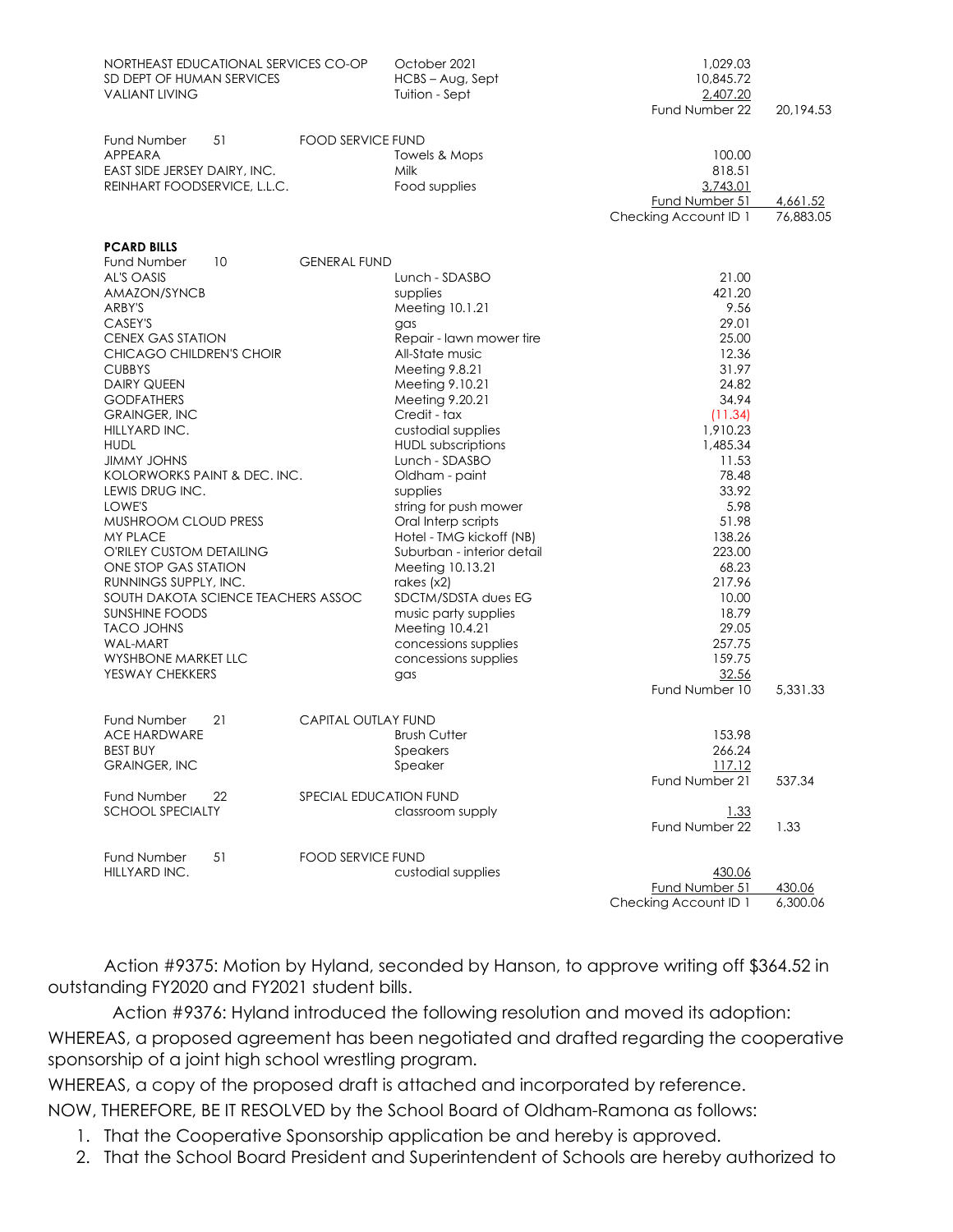| Vendor | Description | Amount | Total |
|---|---|---|---|
| NORTHEAST EDUCATIONAL SERVICES CO-OP | October 2021 | 1,029.03 | |
| SD DEPT OF HUMAN SERVICES | HCBS – Aug, Sept | 10,845.72 | |
| VALIANT LIVING | Tuition - Sept | 2,407.20 | |
| | | Fund Number 22 | 20,194.53 |
| | | | |
| Fund Number 51 FOOD SERVICE FUND | | | |
| APPEARA | Towels & Mops | 100.00 | |
| EAST SIDE JERSEY DAIRY, INC. | Milk | 818.51 | |
| REINHART FOODSERVICE, L.L.C. | Food supplies | 3,743.01 | |
| | | Fund Number 51 | 4,661.52 |
| | | Checking Account ID 1 | 76,883.05 |

**PCARD BILLS**

| Vendor | Description | Amount | Total |
|---|---|---|---|
| Fund Number 10 GENERAL FUND | | | |
| AL'S OASIS | Lunch - SDASBO | 21.00 | |
| AMAZON/SYNCB | supplies | 421.20 | |
| ARBY'S | Meeting 10.1.21 | 9.56 | |
| CASEY'S | gas | 29.01 | |
| CENEX GAS STATION | Repair - lawn mower tire | 25.00 | |
| CHICAGO CHILDREN'S CHOIR | All-State music | 12.36 | |
| CUBBYS | Meeting 9.8.21 | 31.97 | |
| DAIRY QUEEN | Meeting 9.10.21 | 24.82 | |
| GODFATHERS | Meeting 9.20.21 | 34.94 | |
| GRAINGER, INC | Credit - tax | (11.34) | |
| HILLYARD INC. | custodial supplies | 1,910.23 | |
| HUDL | HUDL subscriptions | 1,485.34 | |
| JIMMY JOHNS | Lunch - SDASBO | 11.53 | |
| KOLORWORKS PAINT & DEC. INC. | Oldham - paint | 78.48 | |
| LEWIS DRUG INC. | supplies | 33.92 | |
| LOWE'S | string for push mower | 5.98 | |
| MUSHROOM CLOUD PRESS | Oral Interp scripts | 51.98 | |
| MY PLACE | Hotel - TMG kickoff (NB) | 138.26 | |
| O'RILEY CUSTOM DETAILING | Suburban - interior detail | 223.00 | |
| ONE STOP GAS STATION | Meeting 10.13.21 | 68.23 | |
| RUNNINGS SUPPLY, INC. | rakes (x2) | 217.96 | |
| SOUTH DAKOTA SCIENCE TEACHERS ASSOC | SDCTM/SDSTA dues EG | 10.00 | |
| SUNSHINE FOODS | music party supplies | 18.79 | |
| TACO JOHNS | Meeting 10.4.21 | 29.05 | |
| WAL-MART | concessions supplies | 257.75 | |
| WYSHBONE MARKET LLC | concessions supplies | 159.75 | |
| YESWAY CHEKKERS | gas | 32.56 | |
| | | Fund Number 10 | 5,331.33 |
| | | | |
| Fund Number 21 CAPITAL OUTLAY FUND | | | |
| ACE HARDWARE | Brush Cutter | 153.98 | |
| BEST BUY | Speakers | 266.24 | |
| GRAINGER, INC | Speaker | 117.12 | |
| | | Fund Number 21 | 537.34 |
| Fund Number 22 SPECIAL EDUCATION FUND | | | |
| SCHOOL SPECIALTY | classroom supply | 1.33 | |
| | | Fund Number 22 | 1.33 |
| | | | |
| Fund Number 51 FOOD SERVICE FUND | | | |
| HILLYARD INC. | custodial supplies | 430.06 | |
| | | Fund Number 51 | 430.06 |
| | | Checking Account ID 1 | 6,300.06 |

Action #9375: Motion by Hyland, seconded by Hanson, to approve writing off $364.52 in outstanding FY2020 and FY2021 student bills.

Action #9376: Hyland introduced the following resolution and moved its adoption:

WHEREAS, a proposed agreement has been negotiated and drafted regarding the cooperative sponsorship of a joint high school wrestling program.

WHEREAS, a copy of the proposed draft is attached and incorporated by reference.

NOW, THEREFORE, BE IT RESOLVED by the School Board of Oldham-Ramona as follows:

1. That the Cooperative Sponsorship application be and hereby is approved.
2. That the School Board President and Superintendent of Schools are hereby authorized to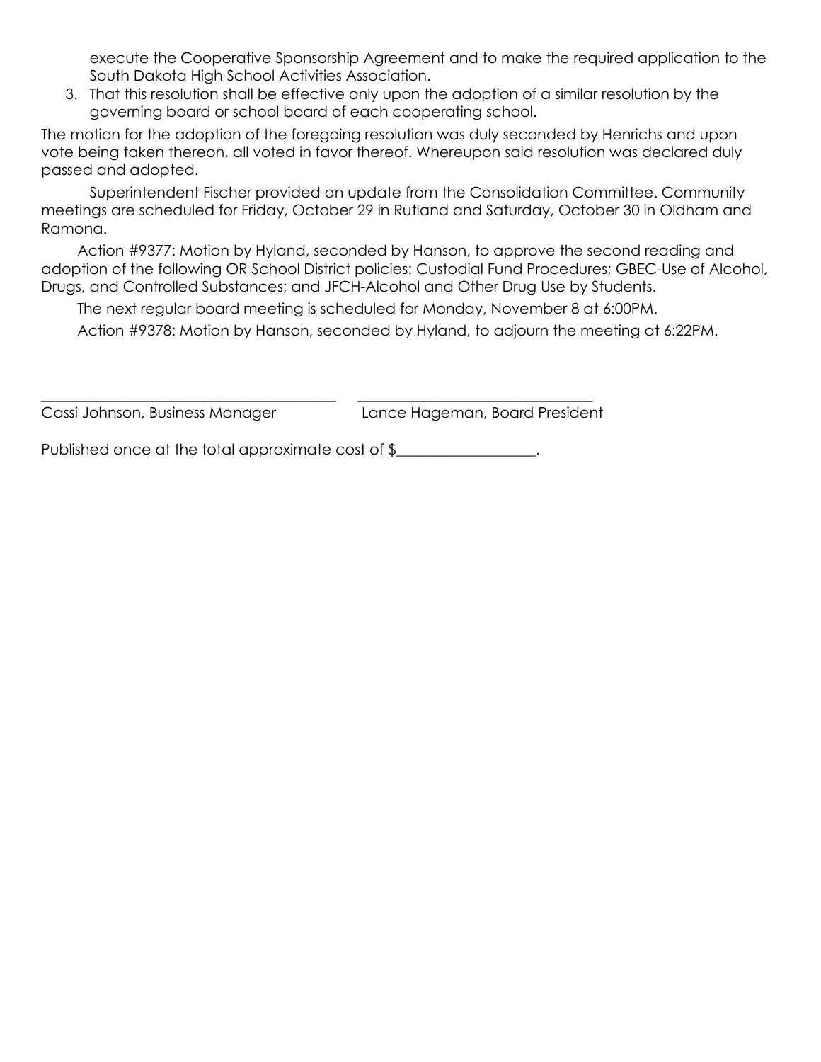execute the Cooperative Sponsorship Agreement and to make the required application to the South Dakota High School Activities Association.

3. That this resolution shall be effective only upon the adoption of a similar resolution by the governing board or school board of each cooperating school.

The motion for the adoption of the foregoing resolution was duly seconded by Henrichs and upon vote being taken thereon, all voted in favor thereof. Whereupon said resolution was declared duly passed and adopted.

Superintendent Fischer provided an update from the Consolidation Committee. Community meetings are scheduled for Friday, October 29 in Rutland and Saturday, October 30 in Oldham and Ramona.

Action #9377: Motion by Hyland, seconded by Hanson, to approve the second reading and adoption of the following OR School District policies: Custodial Fund Procedures; GBEC-Use of Alcohol, Drugs, and Controlled Substances; and JFCH-Alcohol and Other Drug Use by Students.

The next regular board meeting is scheduled for Monday, November 8 at 6:00PM.

Action #9378: Motion by Hanson, seconded by Hyland, to adjourn the meeting at 6:22PM.

\_\_\_\_\_\_\_\_\_\_\_\_\_\_\_\_\_\_\_\_\_\_\_\_\_\_\_\_\_\_\_\_\_\_\_\_\_\_\_\_ \_\_\_\_\_\_\_\_\_\_\_\_\_\_\_\_\_\_\_\_\_\_\_\_\_\_\_\_\_\_\_\_\_\_

Cassi Johnson, Business Manager Lance Hageman, Board President

Published once at the total approximate cost of $\_\_\_\_\_\_\_\_\_\_\_\_\_\_\_\_\_\_\_.